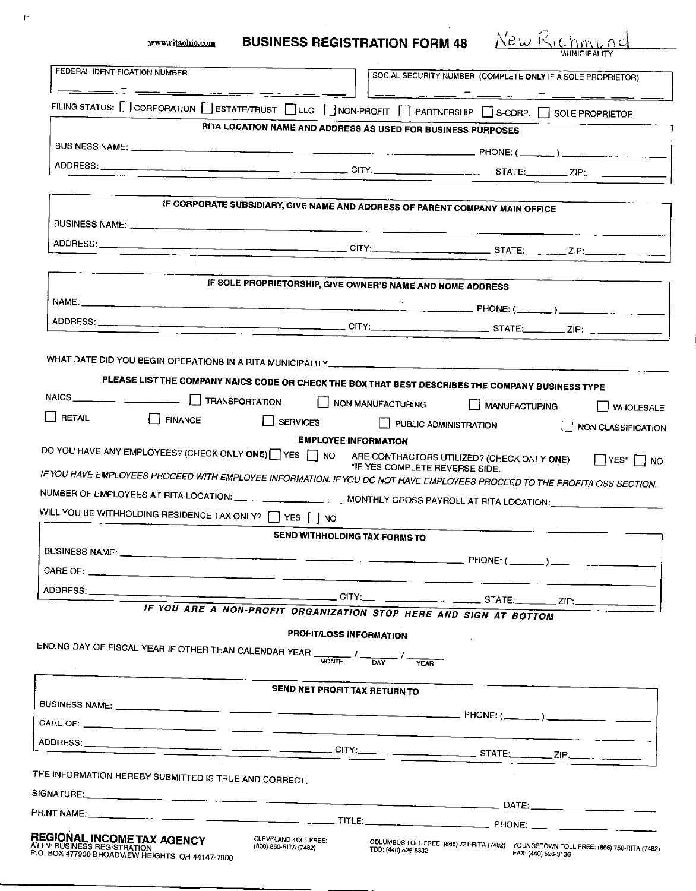www.ritaohio.com

# BUSINESS REGISTRATION FORM 48

New Richmond
MUNICIPALITY

FEDERAL IDENTIFICATION NUMBER ___ ___ - ___ ___ ___ ___ ___ ___ ___

SOCIAL SECURITY NUMBER (COMPLETE **ONLY** IF A SOLE PROPRIETOR) ___ ___ ___ - ___ ___ - ___ ___ ___ ___

FILING STATUS: ☐ CORPORATION ☐ ESTATE/TRUST ☐ LLC ☐ NON-PROFIT ☐ PARTNERSHIP ☐ S-CORP. ☐ SOLE PROPRIETOR

**RITA LOCATION NAME AND ADDRESS AS USED FOR BUSINESS PURPOSES**

BUSINESS NAME: ______________________ PHONE: (_______) ______________

ADDRESS: ______________________ CITY: ______________ STATE: ________ ZIP: ______________

**IF CORPORATE SUBSIDIARY, GIVE NAME AND ADDRESS OF PARENT COMPANY MAIN OFFICE**

BUSINESS NAME: ______________________

ADDRESS: ______________________ CITY: ______________ STATE: ________ ZIP: ______________

**IF SOLE PROPRIETORSHIP, GIVE OWNER'S NAME AND HOME ADDRESS**

NAME: ______________________ PHONE: (_______) ______________

ADDRESS: ______________________ CITY: ______________ STATE: ________ ZIP: ______________

WHAT DATE DID YOU BEGIN OPERATIONS IN A RITA MUNICIPALITY ______________________

**PLEASE LIST THE COMPANY NAICS CODE OR CHECK THE BOX THAT BEST DESCRIBES THE COMPANY BUSINESS TYPE**

NAICS ______________ ☐ TRANSPORTATION ☐ NON MANUFACTURING ☐ MANUFACTURING ☐ WHOLESALE

☐ RETAIL ☐ FINANCE ☐ SERVICES ☐ PUBLIC ADMINISTRATION ☐ NON CLASSIFICATION

**EMPLOYEE INFORMATION**

DO YOU HAVE ANY EMPLOYEES? (CHECK ONLY **ONE**) ☐ YES ☐ NO

ARE CONTRACTORS UTILIZED? (CHECK ONLY **ONE**) ☐ YES* ☐ NO
*IF YES COMPLETE REVERSE SIDE.

*IF YOU HAVE EMPLOYEES PROCEED WITH EMPLOYEE INFORMATION. IF YOU DO NOT HAVE EMPLOYEES PROCEED TO THE PROFIT/LOSS SECTION.*

NUMBER OF EMPLOYEES AT RITA LOCATION: ______________ MONTHLY GROSS PAYROLL AT RITA LOCATION: ______________

WILL YOU BE WITHHOLDING RESIDENCE TAX ONLY? ☐ YES ☐ NO

**SEND WITHHOLDING TAX FORMS TO**

BUSINESS NAME: ______________________ PHONE: (_______) ______________

CARE OF: ______________________

ADDRESS: ______________________ CITY: ______________ STATE: ________ ZIP: ______________

***IF YOU ARE A NON-PROFIT ORGANIZATION STOP HERE AND SIGN AT BOTTOM***

**PROFIT/LOSS INFORMATION**

ENDING DAY OF FISCAL YEAR IF OTHER THAN CALENDAR YEAR _______ / _______ / _______
(MONTH / DAY / YEAR)

**SEND NET PROFIT TAX RETURN TO**

BUSINESS NAME: ______________________ PHONE: (_______) ______________

CARE OF: ______________________

ADDRESS: ______________________ CITY: ______________ STATE: ________ ZIP: ______________

THE INFORMATION HEREBY SUBMITTED IS TRUE AND CORRECT.

SIGNATURE: ______________________ DATE: ______________

PRINT NAME: ______________________ TITLE: ______________ PHONE: ______________

**REGIONAL INCOME TAX AGENCY**
ATTN: BUSINESS REGISTRATION
P.O. BOX 477900 BROADVIEW HEIGHTS, OH 44147-7900

CLEVELAND TOLL FREE: (800) 860-RITA (7482)

COLUMBUS TOLL FREE: (866) 721-RITA (7482)
TDD: (440) 526-5332

YOUNGSTOWN TOLL FREE: (866) 750-RITA (7482)
FAX: (440) 526-3136